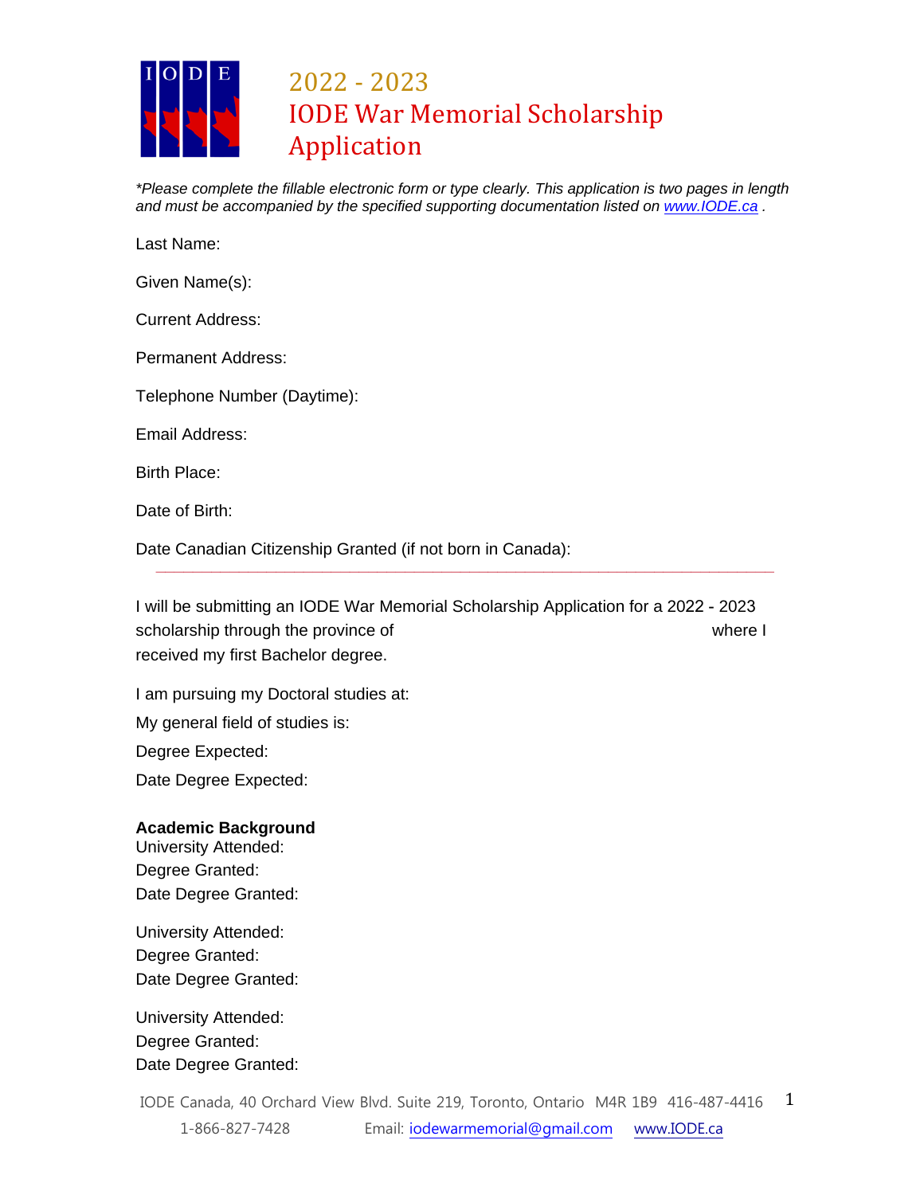# 2022 - 2023
# IODE War Memorial Scholarship Application

*\*Please complete the fillable electronic form or type clearly. This application is two pages in length and must be accompanied by the specified supporting documentation listed on [www.IODE.ca](http://www.IODE.ca) .*

Last Name:

Given Name(s):

Current Address:

Permanent Address:

Telephone Number (Daytime):

Email Address:

Birth Place:

Date of Birth:

Date Canadian Citizenship Granted (if not born in Canada):

---

I will be submitting an IODE War Memorial Scholarship Application for a 2022 - 2023 scholarship through the province of where I received my first Bachelor degree.

I am pursuing my Doctoral studies at:

My general field of studies is:

Degree Expected:

Date Degree Expected:

**Academic Background**

University Attended:
Degree Granted:
Date Degree Granted:

University Attended:
Degree Granted:
Date Degree Granted:

University Attended:
Degree Granted:
Date Degree Granted:

IODE Canada, 40 Orchard View Blvd. Suite 219, Toronto, Ontario M4R 1B9 416-487-4416
1-866-827-7428 Email: [iodewarmemorial@gmail.com](mailto:iodewarmemorial@gmail.com) [www.IODE.ca](http://www.IODE.ca)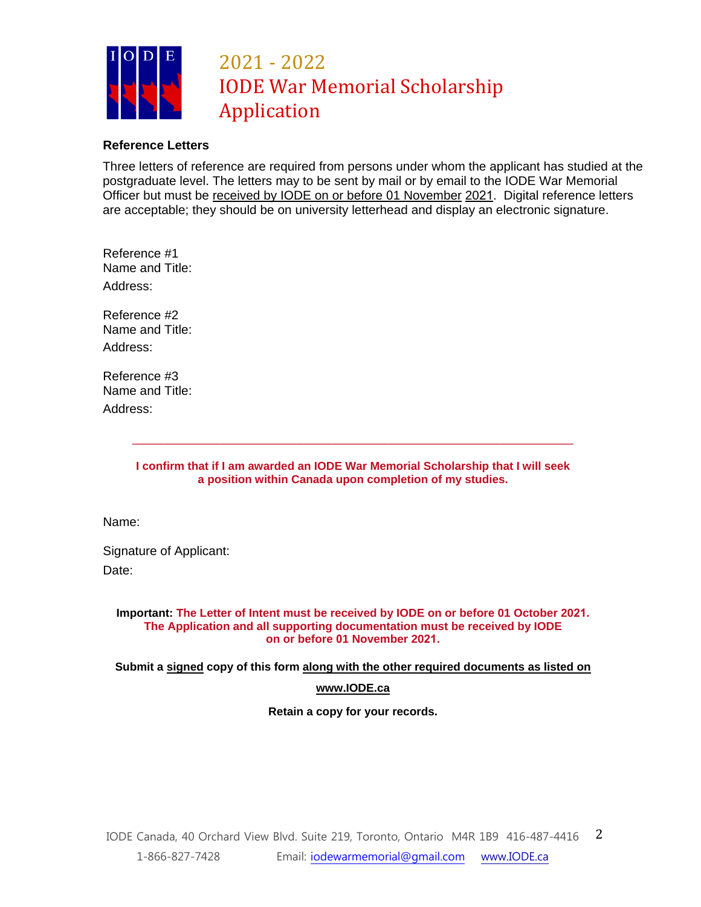# 2021 - 2022 IODE War Memorial Scholarship Application

**Reference Letters**

Three letters of reference are required from persons under whom the applicant has studied at the postgraduate level. The letters may to be sent by mail or by email to the IODE War Memorial Officer but must be received by IODE on or before 01 November 2021. Digital reference letters are acceptable; they should be on university letterhead and display an electronic signature.

Reference #1
Name and Title:
Address:

Reference #2
Name and Title:
Address:

Reference #3
Name and Title:
Address:

---

**I confirm that if I am awarded an IODE War Memorial Scholarship that I will seek a position within Canada upon completion of my studies.**

Name:

Signature of Applicant:

Date:

**Important: The Letter of Intent must be received by IODE on or before 01 October 2021. The Application and all supporting documentation must be received by IODE on or before 01 November 2021.**

**Submit a signed copy of this form along with the other required documents as listed on www.IODE.ca**

**Retain a copy for your records.**

IODE Canada, 40 Orchard View Blvd. Suite 219, Toronto, Ontario M4R 1B9 416-487-4416
1-866-827-7428 Email: iodewarmemorial@gmail.com www.IODE.ca